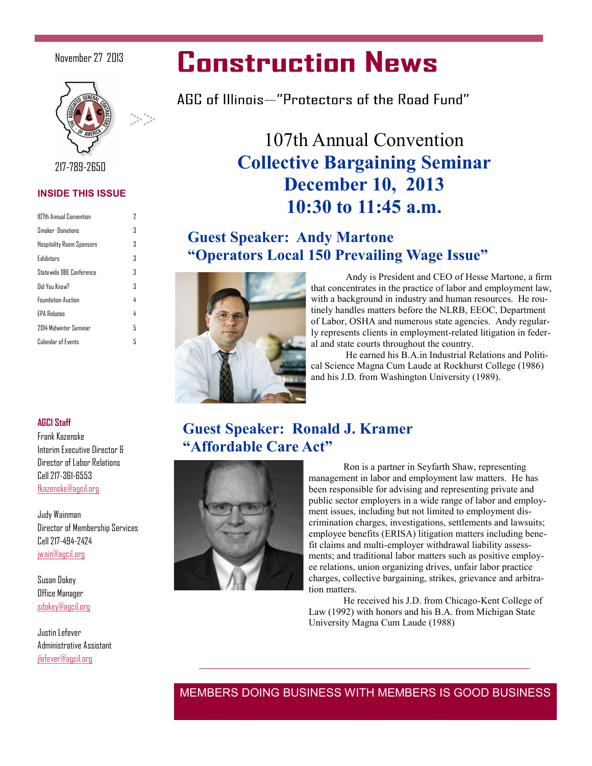November 27 2013

# Construction News

AGC of Illinois—"Protectors of the Road Fund"

217-789-2650

### INSIDE THIS ISSUE

| | |
|---|---|
| 107th Annual Convention | 2 |
| Smoker Donations | 3 |
| Hospitality Room Sponsors | 3 |
| Exhibitors | 3 |
| Statewide DBE Conference | 3 |
| Did You Know? | 3 |
| Foundation Auction | 4 |
| EPA Rebates | 4 |
| 2014 Midwinter Seminar | 5 |
| Calendar of Events | 5 |

**AGCI Staff**

Frank Kazenske
Interim Executive Director & Director of Labor Relations
Cell 217-361-6553
fkazenske@agcil.org

Judy Wainman
Director of Membership Services
Cell 217-494-2424
jwain@agcil.org

Susan Dokey
Office Manager
sdokey@agcil.org

Justin Lefever
Administrative Assistant
jlefever@agcil.org

## 107th Annual Convention
## Collective Bargaining Seminar
## December 10, 2013
## 10:30 to 11:45 a.m.

### Guest Speaker: Andy Martone
### "Operators Local 150 Prevailing Wage Issue"

Andy is President and CEO of Hesse Martone, a firm that concentrates in the practice of labor and employment law, with a background in industry and human resources. He routinely handles matters before the NLRB, EEOC, Department of Labor, OSHA and numerous state agencies. Andy regularly represents clients in employment-related litigation in federal and state courts throughout the country.

He earned his B.A.in Industrial Relations and Political Science Magna Cum Laude at Rockhurst College (1986) and his J.D. from Washington University (1989).

### Guest Speaker: Ronald J. Kramer
### "Affordable Care Act"

Ron is a partner in Seyfarth Shaw, representing management in labor and employment law matters. He has been responsible for advising and representing private and public sector employers in a wide range of labor and employment issues, including but not limited to employment discrimination charges, investigations, settlements and lawsuits; employee benefits (ERISA) litigation matters including benefit claims and multi-employer withdrawal liability assessments; and traditional labor matters such as positive employee relations, union organizing drives, unfair labor practice charges, collective bargaining, strikes, grievance and arbitration matters.

He received his J.D. from Chicago-Kent College of Law (1992) with honors and his B.A. from Michigan State University Magna Cum Laude (1988)

MEMBERS DOING BUSINESS WITH MEMBERS IS GOOD BUSINESS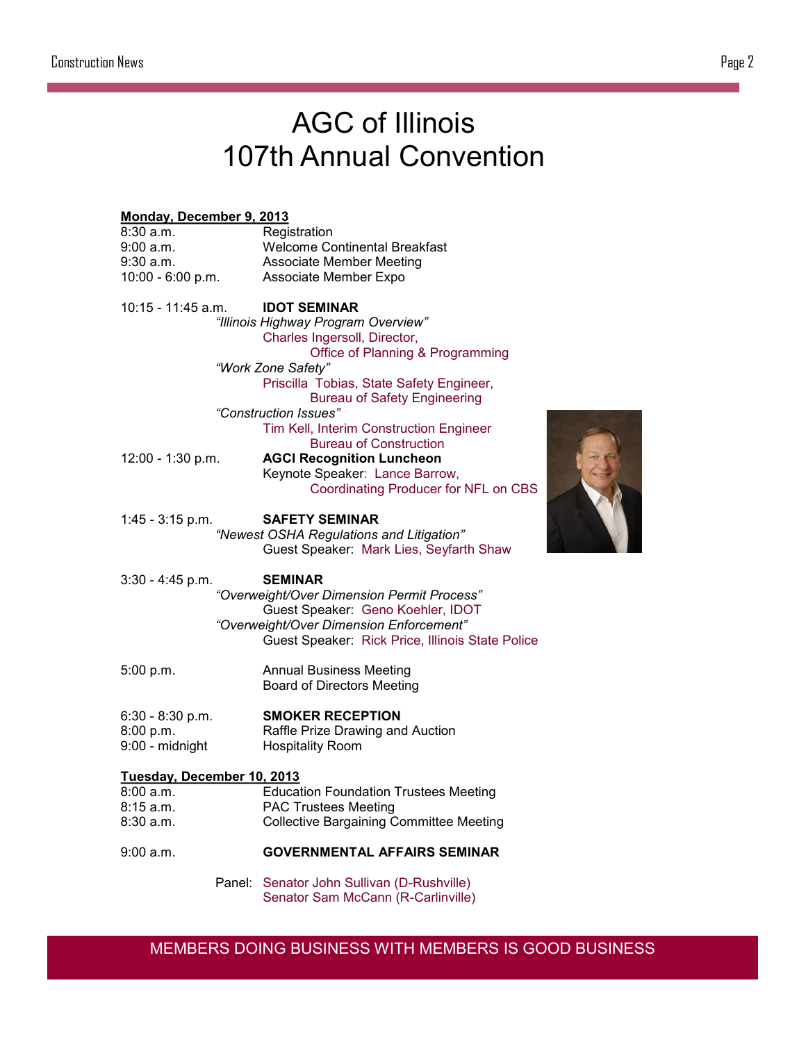# AGC of Illinois
# 107th Annual Convention

**Monday, December 9, 2013**

8:30 a.m. — Registration
9:00 a.m. — Welcome Continental Breakfast
9:30 a.m. — Associate Member Meeting
10:00 - 6:00 p.m. — Associate Member Expo

10:15 - 11:45 a.m. — **IDOT SEMINAR**

*"Illinois Highway Program Overview"*
Charles Ingersoll, Director,
Office of Planning & Programming

*"Work Zone Safety"*
Priscilla Tobias, State Safety Engineer,
Bureau of Safety Engineering

*"Construction Issues"*
Tim Kell, Interim Construction Engineer
Bureau of Construction

12:00 - 1:30 p.m. — **AGCI Recognition Luncheon**
Keynote Speaker: Lance Barrow,
Coordinating Producer for NFL on CBS

1:45 - 3:15 p.m. — **SAFETY SEMINAR**

*"Newest OSHA Regulations and Litigation"*
Guest Speaker: Mark Lies, Seyfarth Shaw

3:30 - 4:45 p.m. — **SEMINAR**

*"Overweight/Over Dimension Permit Process"*
Guest Speaker: Geno Koehler, IDOT

*"Overweight/Over Dimension Enforcement"*
Guest Speaker: Rick Price, Illinois State Police

5:00 p.m. — Annual Business Meeting
Board of Directors Meeting

6:30 - 8:30 p.m. — **SMOKER RECEPTION**
8:00 p.m. — Raffle Prize Drawing and Auction
9:00 - midnight — Hospitality Room

**Tuesday, December 10, 2013**

8:00 a.m. — Education Foundation Trustees Meeting
8:15 a.m. — PAC Trustees Meeting
8:30 a.m. — Collective Bargaining Committee Meeting

9:00 a.m. — **GOVERNMENTAL AFFAIRS SEMINAR**

Panel: Senator John Sullivan (D-Rushville)
Senator Sam McCann (R-Carlinville)

MEMBERS DOING BUSINESS WITH MEMBERS IS GOOD BUSINESS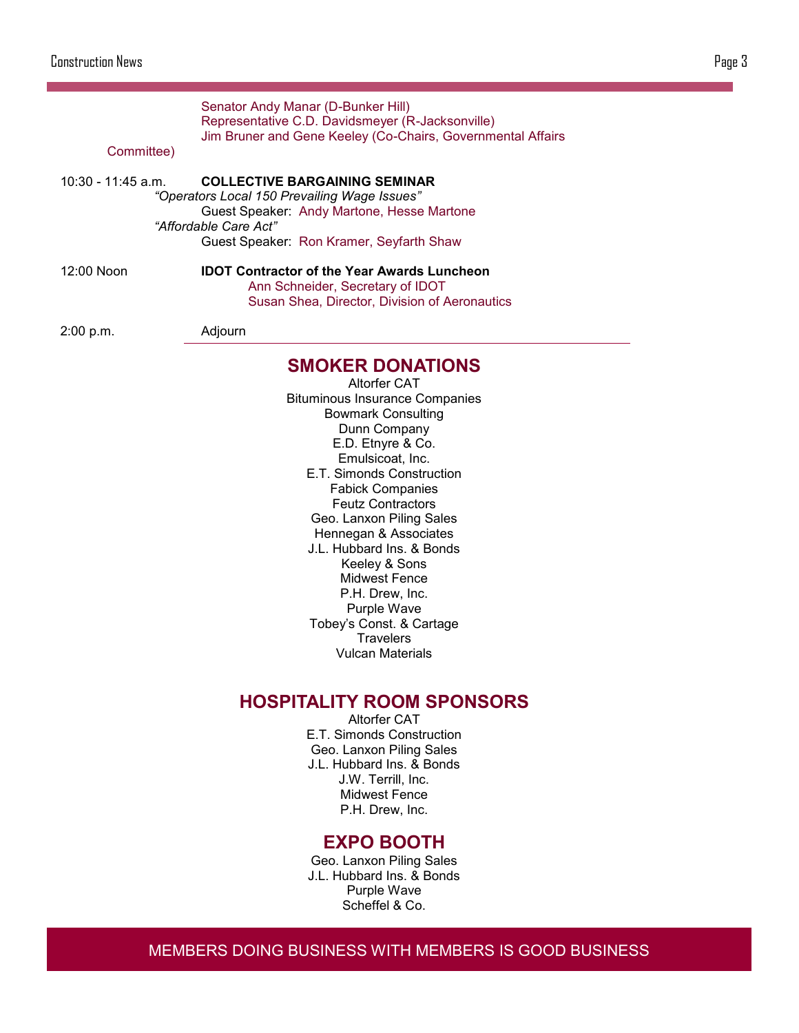Senator Andy Manar (D-Bunker Hill)
Representative C.D. Davidsmeyer (R-Jacksonville)
Jim Bruner and Gene Keeley (Co-Chairs, Governmental Affairs Committee)

10:30 - 11:45 a.m. **COLLECTIVE BARGAINING SEMINAR**

*"Operators Local 150 Prevailing Wage Issues"*
Guest Speaker: Andy Martone, Hesse Martone

*"Affordable Care Act"*
Guest Speaker: Ron Kramer, Seyfarth Shaw

12:00 Noon **IDOT Contractor of the Year Awards Luncheon**
Ann Schneider, Secretary of IDOT
Susan Shea, Director, Division of Aeronautics

2:00 p.m. Adjourn

## SMOKER DONATIONS

Altorfer CAT
Bituminous Insurance Companies
Bowmark Consulting
Dunn Company
E.D. Etnyre & Co.
Emulsicoat, Inc.
E.T. Simonds Construction
Fabick Companies
Feutz Contractors
Geo. Lanxon Piling Sales
Hennegan & Associates
J.L. Hubbard Ins. & Bonds
Keeley & Sons
Midwest Fence
P.H. Drew, Inc.
Purple Wave
Tobey's Const. & Cartage
Travelers
Vulcan Materials

## HOSPITALITY ROOM SPONSORS

Altorfer CAT
E.T. Simonds Construction
Geo. Lanxon Piling Sales
J.L. Hubbard Ins. & Bonds
J.W. Terrill, Inc.
Midwest Fence
P.H. Drew, Inc.

## EXPO BOOTH

Geo. Lanxon Piling Sales
J.L. Hubbard Ins. & Bonds
Purple Wave
Scheffel & Co.

MEMBERS DOING BUSINESS WITH MEMBERS IS GOOD BUSINESS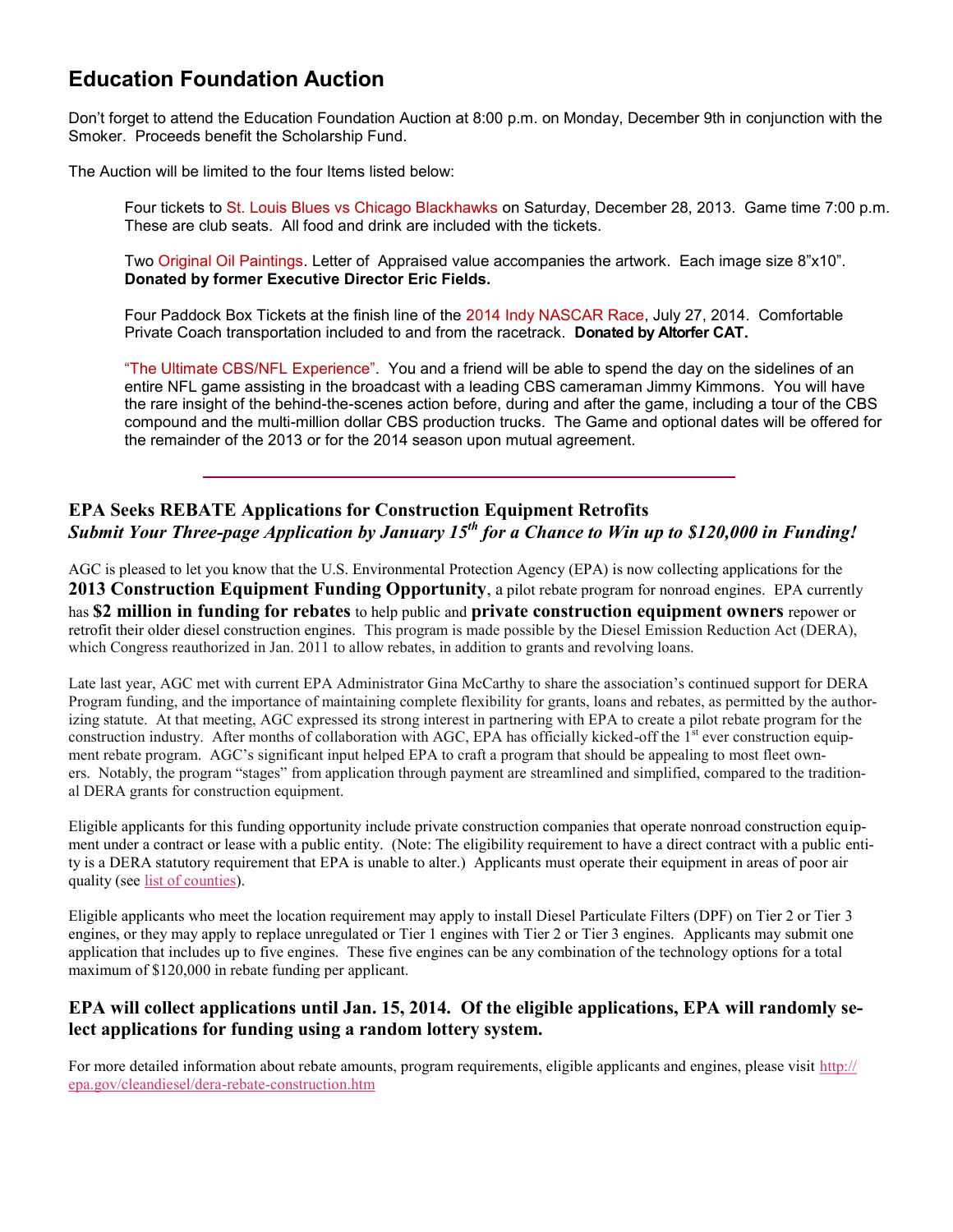## Education Foundation Auction

Don't forget to attend the Education Foundation Auction at 8:00 p.m. on Monday, December 9th in conjunction with the Smoker. Proceeds benefit the Scholarship Fund.

The Auction will be limited to the four Items listed below:

Four tickets to St. Louis Blues vs Chicago Blackhawks on Saturday, December 28, 2013. Game time 7:00 p.m. These are club seats. All food and drink are included with the tickets.

Two Original Oil Paintings. Letter of Appraised value accompanies the artwork. Each image size 8"x10". **Donated by former Executive Director Eric Fields.**

Four Paddock Box Tickets at the finish line of the 2014 Indy NASCAR Race, July 27, 2014. Comfortable Private Coach transportation included to and from the racetrack. **Donated by Altorfer CAT.**

"The Ultimate CBS/NFL Experience". You and a friend will be able to spend the day on the sidelines of an entire NFL game assisting in the broadcast with a leading CBS cameraman Jimmy Kimmons. You will have the rare insight of the behind-the-scenes action before, during and after the game, including a tour of the CBS compound and the multi-million dollar CBS production trucks. The Game and optional dates will be offered for the remainder of the 2013 or for the 2014 season upon mutual agreement.

---

### EPA Seeks REBATE Applications for Construction Equipment Retrofits

***Submit Your Three-page Application by January 15th for a Chance to Win up to $120,000 in Funding!***

AGC is pleased to let you know that the U.S. Environmental Protection Agency (EPA) is now collecting applications for the **2013 Construction Equipment Funding Opportunity**, a pilot rebate program for nonroad engines. EPA currently has **$2 million in funding for rebates** to help public and **private construction equipment owners** repower or retrofit their older diesel construction engines. This program is made possible by the Diesel Emission Reduction Act (DERA), which Congress reauthorized in Jan. 2011 to allow rebates, in addition to grants and revolving loans.

Late last year, AGC met with current EPA Administrator Gina McCarthy to share the association's continued support for DERA Program funding, and the importance of maintaining complete flexibility for grants, loans and rebates, as permitted by the authorizing statute. At that meeting, AGC expressed its strong interest in partnering with EPA to create a pilot rebate program for the construction industry. After months of collaboration with AGC, EPA has officially kicked-off the 1st ever construction equipment rebate program. AGC's significant input helped EPA to craft a program that should be appealing to most fleet owners. Notably, the program "stages" from application through payment are streamlined and simplified, compared to the traditional DERA grants for construction equipment.

Eligible applicants for this funding opportunity include private construction companies that operate nonroad construction equipment under a contract or lease with a public entity. (Note: The eligibility requirement to have a direct contract with a public entity is a DERA statutory requirement that EPA is unable to alter.) Applicants must operate their equipment in areas of poor air quality (see list of counties).

Eligible applicants who meet the location requirement may apply to install Diesel Particulate Filters (DPF) on Tier 2 or Tier 3 engines, or they may apply to replace unregulated or Tier 1 engines with Tier 2 or Tier 3 engines. Applicants may submit one application that includes up to five engines. These five engines can be any combination of the technology options for a total maximum of $120,000 in rebate funding per applicant.

### EPA will collect applications until Jan. 15, 2014. Of the eligible applications, EPA will randomly select applications for funding using a random lottery system.

For more detailed information about rebate amounts, program requirements, eligible applicants and engines, please visit http://epa.gov/cleandiesel/dera-rebate-construction.htm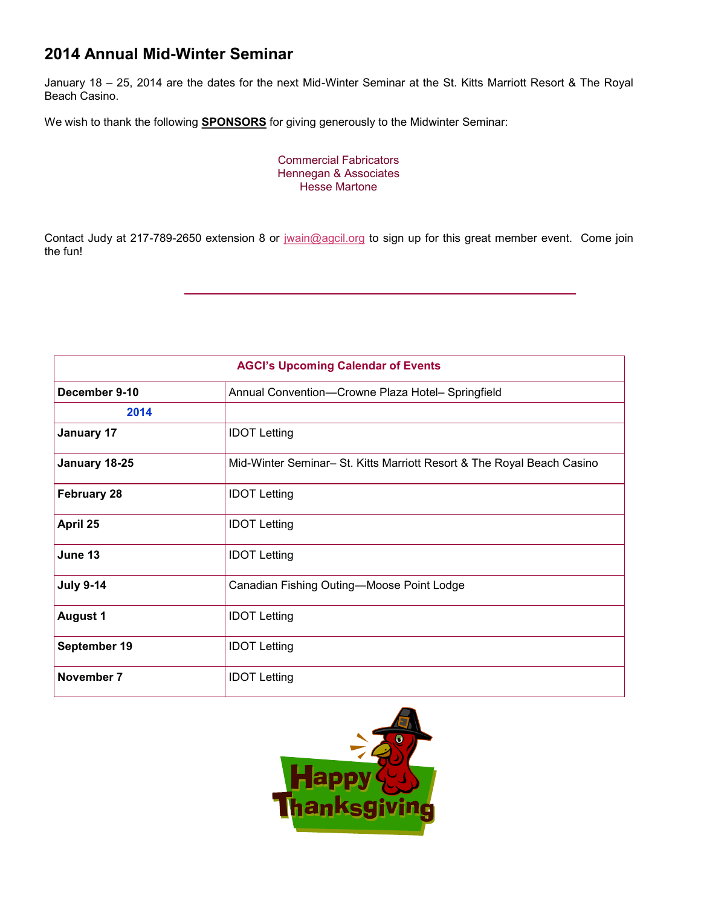## 2014 Annual Mid-Winter Seminar

January 18 – 25, 2014 are the dates for the next Mid-Winter Seminar at the St. Kitts Marriott Resort & The Royal Beach Casino.

We wish to thank the following **SPONSORS** for giving generously to the Midwinter Seminar:

Commercial Fabricators
Hennegan & Associates
Hesse Martone

Contact Judy at 217-789-2650 extension 8 or jwain@agcil.org to sign up for this great member event. Come join the fun!

---

| AGCI's Upcoming Calendar of Events | |
|---|---|
| **December 9-10** | Annual Convention—Crowne Plaza Hotel– Springfield |
| **2014** | |
| **January 17** | IDOT Letting |
| **January 18-25** | Mid-Winter Seminar– St. Kitts Marriott Resort & The Royal Beach Casino |
| **February 28** | IDOT Letting |
| **April 25** | IDOT Letting |
| **June 13** | IDOT Letting |
| **July 9-14** | Canadian Fishing Outing—Moose Point Lodge |
| **August 1** | IDOT Letting |
| **September 19** | IDOT Letting |
| **November 7** | IDOT Letting |

Happy Thanksgiving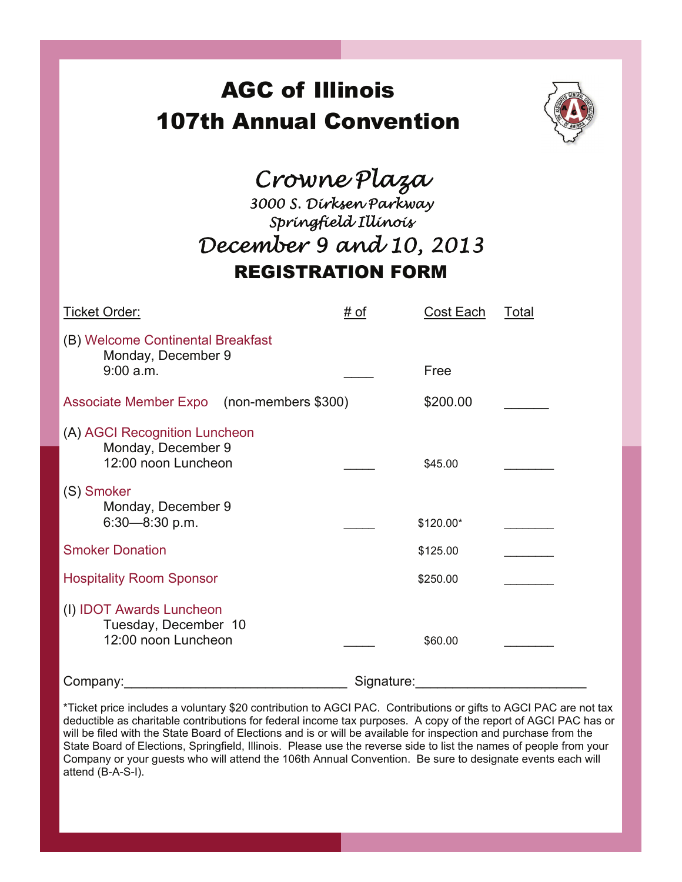# AGC of Illinois
# 107th Annual Convention

## *Crowne Plaza*

*3000 S. Dirksen Parkway*
*Springfield Illinois*

## *December 9 and 10, 2013*

## REGISTRATION FORM

| Ticket Order: | # of | Cost Each | Total |
|---|---|---|---|
| (B) Welcome Continental Breakfast<br>Monday, December 9<br>9:00 a.m. | ____ | Free | |
| Associate Member Expo (non-members $300) | | $200.00 | ______ |
| (A) AGCI Recognition Luncheon<br>Monday, December 9<br>12:00 noon Luncheon | _____ | $45.00 | _______ |
| (S) Smoker<br>Monday, December 9<br>6:30—8:30 p.m. | _____ | $120.00* | _______ |
| Smoker Donation | | $125.00 | _______ |
| Hospitality Room Sponsor | | $250.00 | _______ |
| (I) IDOT Awards Luncheon<br>Tuesday, December 10<br>12:00 noon Luncheon | _____ | $60.00 | _______ |

Company:_____________________________ Signature:______________________

*Ticket price includes a voluntary $20 contribution to AGCI PAC. Contributions or gifts to AGCI PAC are not tax deductible as charitable contributions for federal income tax purposes. A copy of the report of AGCI PAC has or will be filed with the State Board of Elections and is or will be available for inspection and purchase from the State Board of Elections, Springfield, Illinois. Please use the reverse side to list the names of people from your Company or your guests who will attend the 106th Annual Convention. Be sure to designate events each will attend (B-A-S-I).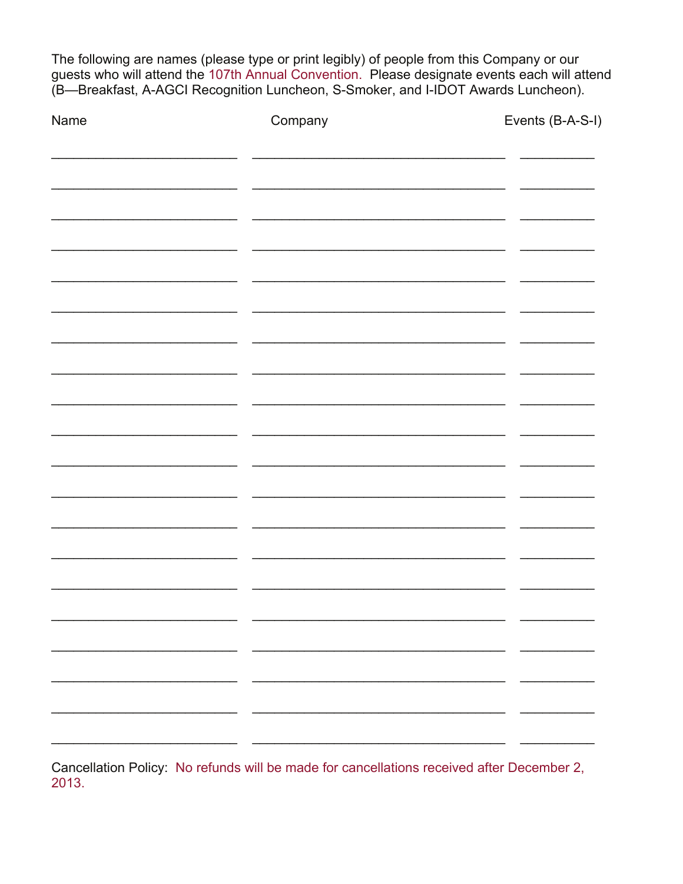The following are names (please type or print legibly) of people from this Company or our guests who will attend the 107th Annual Convention. Please designate events each will attend (B—Breakfast, A-AGCI Recognition Luncheon, S-Smoker, and I-IDOT Awards Luncheon).

| Name | Company | Events (B-A-S-I) |
|---|---|---|
| | | |
| | | |
| | | |
| | | |
| | | |
| | | |
| | | |
| | | |
| | | |
| | | |
| | | |
| | | |
| | | |
| | | |
| | | |
| | | |
| | | |
| | | |
| | | |
| | | |

Cancellation Policy: No refunds will be made for cancellations received after December 2, 2013.